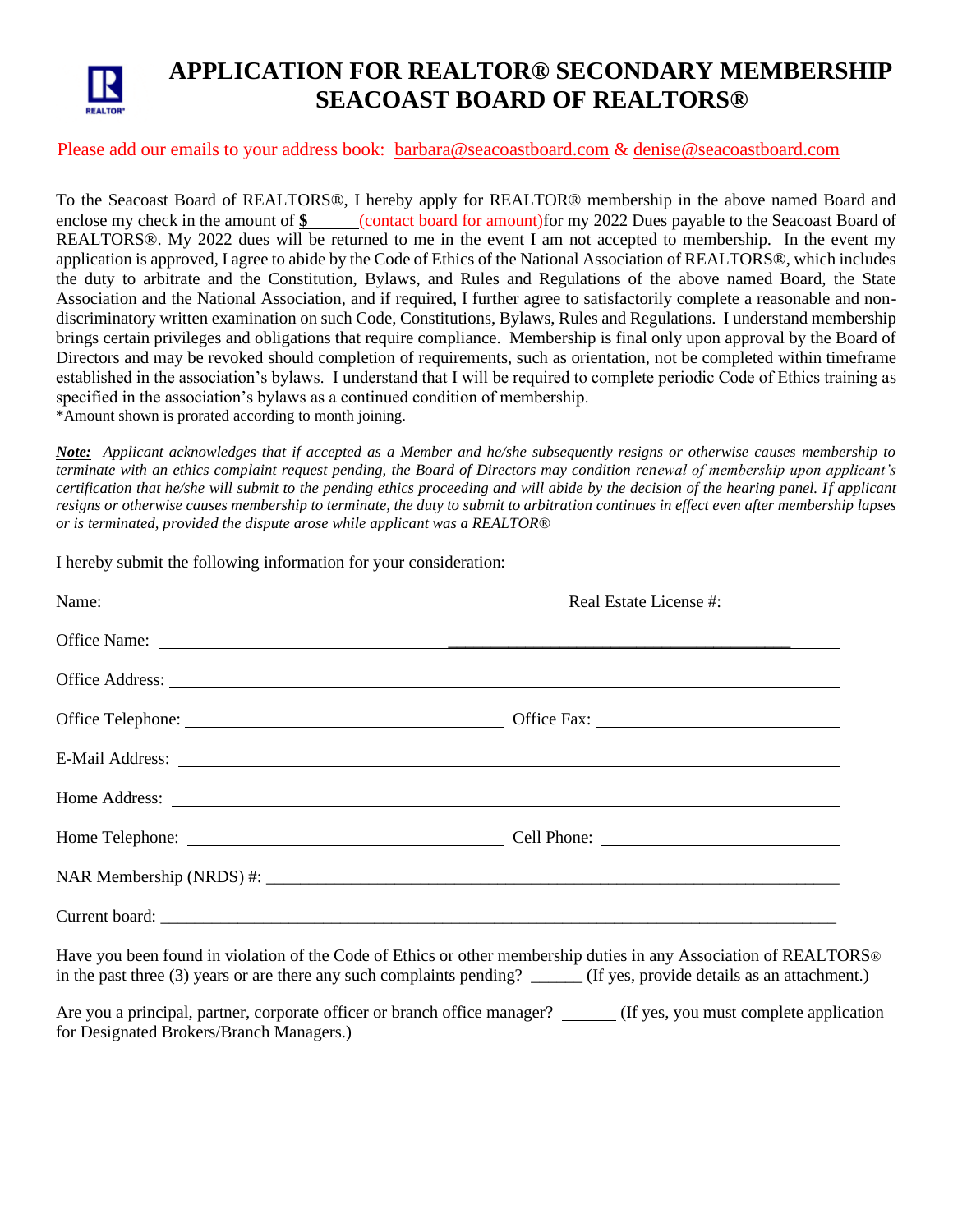# APPLICATION FOR REALTOR® SECONDARY MEMBERSHIP SEACOAST BOARD OF REALTORS®

Please add our emails to your address book: barbara@seacoastboard.com & denise@seacoastboard.com

To the Seacoast Board of REALTORS®, I hereby apply for REALTOR® membership in the above named Board and enclose my check in the amount of **$______**(contact board for amount)for my 2022 Dues payable to the Seacoast Board of REALTORS®. My 2022 dues will be returned to me in the event I am not accepted to membership. In the event my application is approved, I agree to abide by the Code of Ethics of the National Association of REALTORS®, which includes the duty to arbitrate and the Constitution, Bylaws, and Rules and Regulations of the above named Board, the State Association and the National Association, and if required, I further agree to satisfactorily complete a reasonable and non-discriminatory written examination on such Code, Constitutions, Bylaws, Rules and Regulations. I understand membership brings certain privileges and obligations that require compliance. Membership is final only upon approval by the Board of Directors and may be revoked should completion of requirements, such as orientation, not be completed within timeframe established in the association's bylaws. I understand that I will be required to complete periodic Code of Ethics training as specified in the association's bylaws as a continued condition of membership.
*Amount shown is prorated according to month joining.

***Note:*** *Applicant acknowledges that if accepted as a Member and he/she subsequently resigns or otherwise causes membership to terminate with an ethics complaint request pending, the Board of Directors may condition renewal of membership upon applicant's certification that he/she will submit to the pending ethics proceeding and will abide by the decision of the hearing panel. If applicant resigns or otherwise causes membership to terminate, the duty to submit to arbitration continues in effect even after membership lapses or is terminated, provided the dispute arose while applicant was a REALTOR®*

I hereby submit the following information for your consideration:

Name: ______________________________ Real Estate License #: __________

Office Name: ______________________________

Office Address: ______________________________

Office Telephone: ______________________ Office Fax: ______________________

E-Mail Address: ______________________________

Home Address: ______________________________

Home Telephone: ______________________ Cell Phone: ______________________

NAR Membership (NRDS) #: ______________________________

Current board: ______________________________

Have you been found in violation of the Code of Ethics or other membership duties in any Association of REALTORS® in the past three (3) years or are there any such complaints pending? ______ (If yes, provide details as an attachment.)

Are you a principal, partner, corporate officer or branch office manager? ______ (If yes, you must complete application for Designated Brokers/Branch Managers.)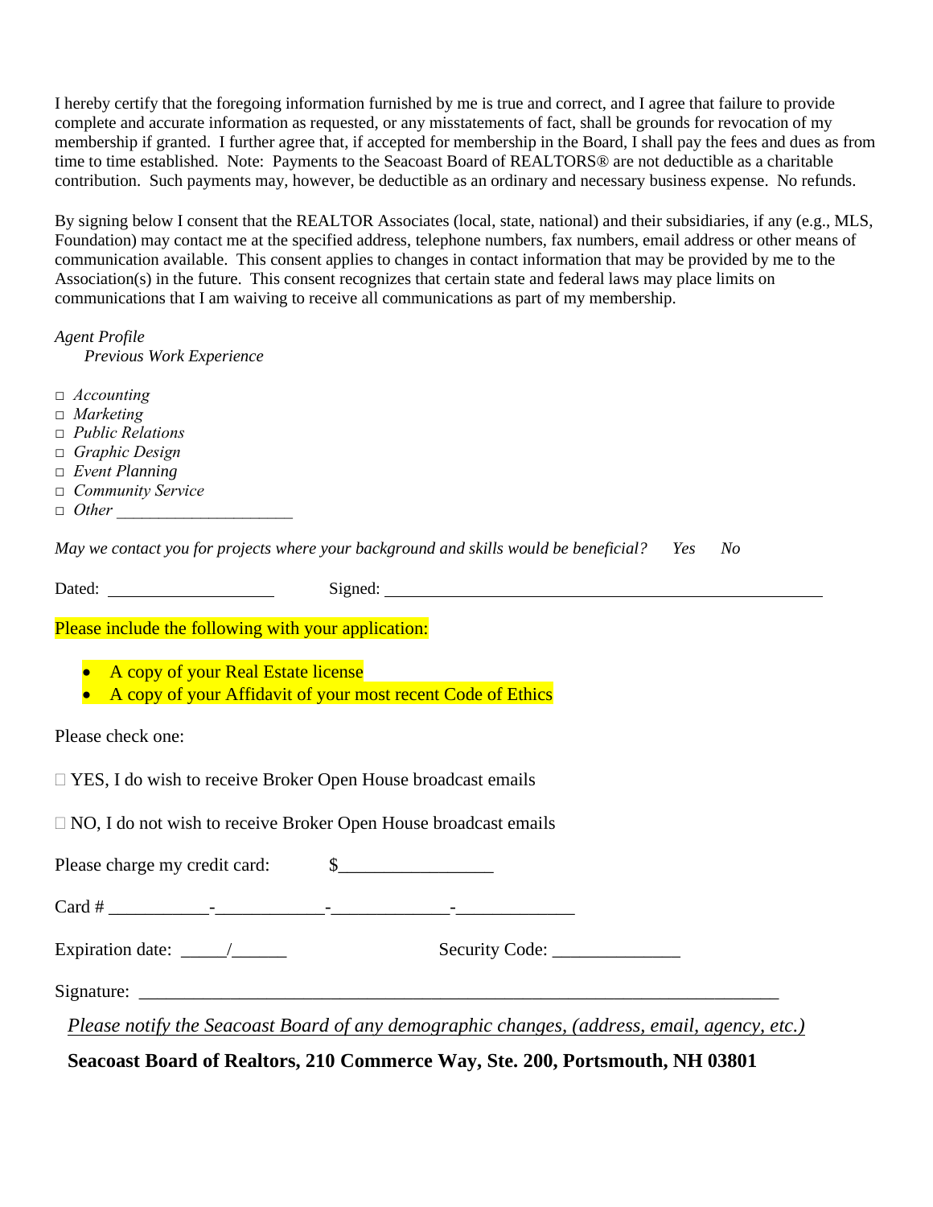I hereby certify that the foregoing information furnished by me is true and correct, and I agree that failure to provide complete and accurate information as requested, or any misstatements of fact, shall be grounds for revocation of my membership if granted. I further agree that, if accepted for membership in the Board, I shall pay the fees and dues as from time to time established. Note: Payments to the Seacoast Board of REALTORS® are not deductible as a charitable contribution. Such payments may, however, be deductible as an ordinary and necessary business expense. No refunds.

By signing below I consent that the REALTOR Associates (local, state, national) and their subsidiaries, if any (e.g., MLS, Foundation) may contact me at the specified address, telephone numbers, fax numbers, email address or other means of communication available. This consent applies to changes in contact information that may be provided by me to the Association(s) in the future. This consent recognizes that certain state and federal laws may place limits on communications that I am waiving to receive all communications as part of my membership.

*Agent Profile*

*Previous Work Experience*

- ☐ *Accounting*
- ☐ *Marketing*
- ☐ *Public Relations*
- ☐ *Graphic Design*
- ☐ *Event Planning*
- ☐ *Community Service*
- ☐ *Other* ______________________

*May we contact you for projects where your background and skills would be beneficial?* *Yes* *No*

Dated: ____________________ Signed: ______________________________________________________

Please include the following with your application:

- A copy of your Real Estate license
- A copy of your Affidavit of your most recent Code of Ethics

Please check one:

☐ YES, I do wish to receive Broker Open House broadcast emails

☐ NO, I do not wish to receive Broker Open House broadcast emails

Please charge my credit card: $_________________

Card # ___________-____________-_____________-_____________

Expiration date: _____/______ Security Code: ______________

Signature: ___________________________________________________________________________

*Please notify the Seacoast Board of any demographic changes, (address, email, agency, etc.)*

**Seacoast Board of Realtors, 210 Commerce Way, Ste. 200, Portsmouth, NH 03801**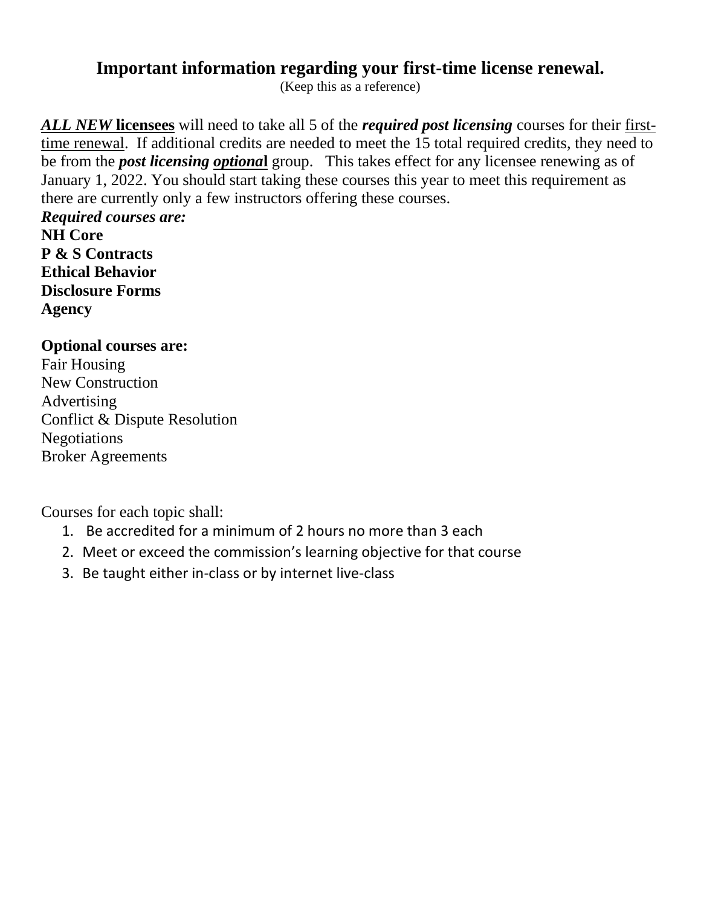## Important information regarding your first-time license renewal.

(Keep this as a reference)

***ALL NEW* licensees** will need to take all 5 of the ***required post licensing*** courses for their first-time renewal. If additional credits are needed to meet the 15 total required credits, they need to be from the ***post licensing optional*** group. This takes effect for any licensee renewing as of January 1, 2022. You should start taking these courses this year to meet this requirement as there are currently only a few instructors offering these courses.

***Required courses are:***

**NH Core**
**P & S Contracts**
**Ethical Behavior**
**Disclosure Forms**
**Agency**

**Optional courses are:**

Fair Housing
New Construction
Advertising
Conflict & Dispute Resolution
Negotiations
Broker Agreements

Courses for each topic shall:

1. Be accredited for a minimum of 2 hours no more than 3 each
2. Meet or exceed the commission's learning objective for that course
3. Be taught either in-class or by internet live-class